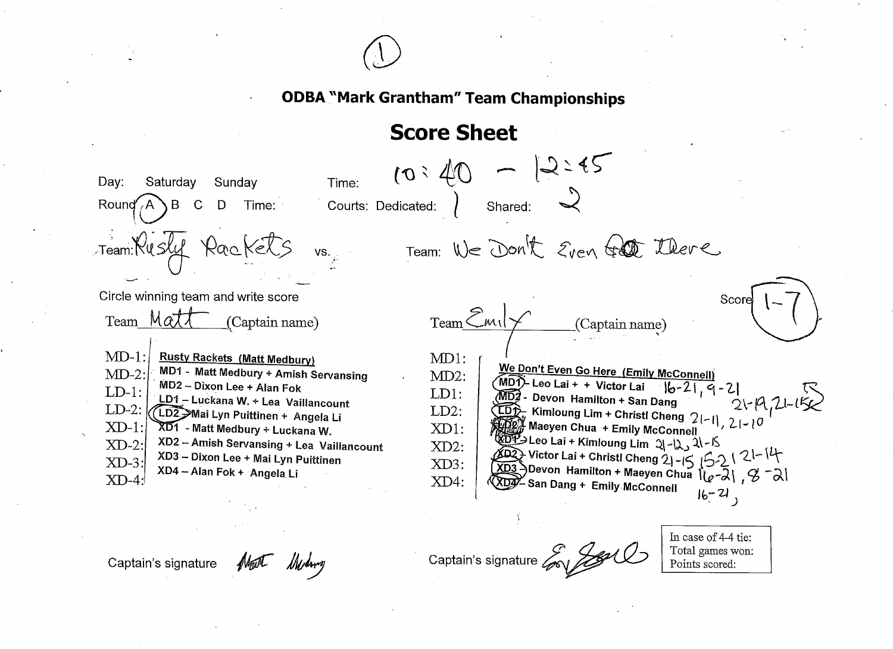(1)

## ODBA "Mark Grantham" Team Championships

## Score Sheet

Day: Saturday Sunday Time: 10:40 – 12:45

Round (A) B C D Time: Courts: Dedicated: 1 Shared: 2

Team: Rusty Rackets vs. Team: We Don't Even Go There

Circle winning team and write score Score 1-7

Team Matt (Captain name) Team Emily (Captain name)

| Event | Rusty Rackets (Matt Medbury) | Event | We Don't Even Go Here (Emily McConnell) | Scores |
|---|---|---|---|---|
| MD-1: | MD1 - Matt Medbury + Amish Servansing | MD1: | (MD1) - Leo Lai + + Victor Lai | 16-21, 9-21 |
| MD-2: | MD2 – Dixon Lee + Alan Fok | MD2: | (MD2) - Devon Hamilton + San Dang | 21-19, 21-15 |
| LD-1: | LD1 – Luckana W. + Lea Vaillancount | LD1: | (LD1) - Kimloung Lim + Christl Cheng | 21-11, 21-10 |
| LD-2: | (LD2) - Mai Lyn Puittinen + Angela Li | LD2: | LD2 - Maeyen Chua + Emily McConnell | |
| XD-1: | XD1 - Matt Medbury + Luckana W. | XD1: | (XD1) - Leo Lai + Kimloung Lim | 21-12, 21-15 |
| XD-2: | XD2 – Amish Servansing + Lea Vaillancount | XD2: | (XD2) - Victor Lai + Christl Cheng | 21-15, 15-21, 21-14 |
| XD-3: | XD3 – Dixon Lee + Mai Lyn Puittinen | XD3: | (XD3) - Devon Hamilton + Maeyen Chua | 16-21, 8-21 |
| XD-4: | XD4 – Alan Fok + Angela Li | XD4: | (XD4) - San Dang + Emily McConnell | 16-21, |

Captain's signature Matt Medbury Captain's signature Emily McConnell

In case of 4-4 tie:
Total games won:
Points scored: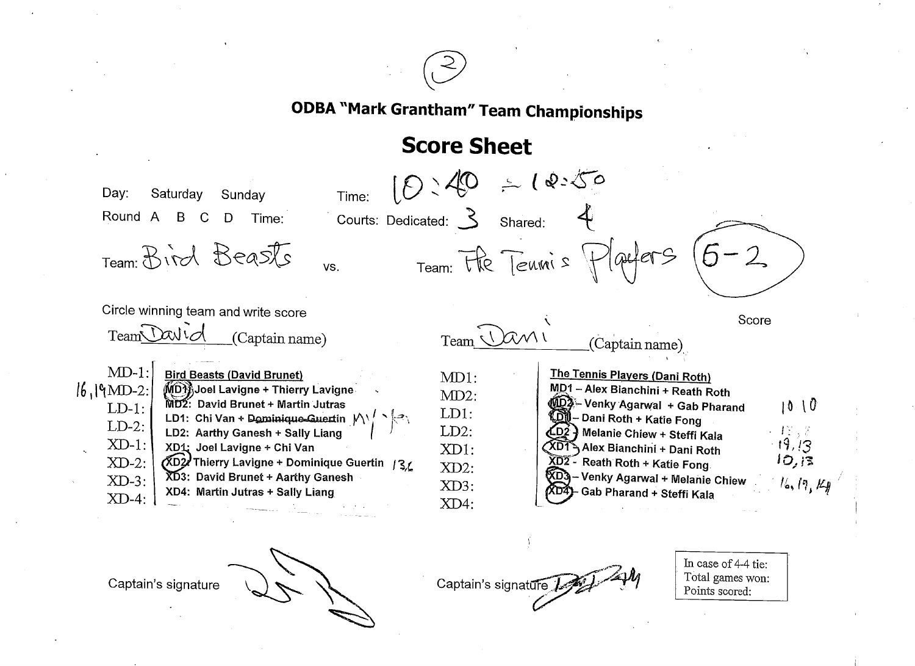(2)

# ODBA "Mark Grantham" Team Championships

## Score Sheet

Day: Saturday Sunday Time: 10:40 ~ 12:50

Round A B C D Time: Courts: Dedicated: 3 Shared: 4

Team: Bird Beasts vs. Team: The Tennis Players (5-2)

Circle winning team and write score

Team David (Captain name) Team Dani (Captain name) Score

| | Bird Beasts (David Brunet) | | The Tennis Players (Dani Roth) | Score |
|---|---|---|---|---|
| MD-1: | MD1: Joel Lavigne + Thierry Lavigne | MD1: | MD1 – Alex Bianchini + Reath Roth | |
| 16, 19 MD-2: | MD2: David Brunet + Martin Jutras | MD2: | MD2 – Venky Agarwal + Gab Pharand | 10 10 |
| LD-1: | LD1: Chi Van + ~~Dominique Guertin~~ M'lkn | LD1: | LD1 – Dani Roth + Katie Fong | |
| LD-2: | LD2: Aarthy Ganesh + Sally Liang | LD2: | LD2 – Melanie Chiew + Steffi Kala | 13, 8 |
| XD-1: | XD1: Joel Lavigne + Chi Van | XD1: | XD1 – Alex Bianchini + Dani Roth | 19, 13 |
| XD-2: | XD2: Thierry Lavigne + Dominique Guertin 13,6 | XD2: | XD2 - Reath Roth + Katie Fong | 10, 13 |
| XD-3: | XD3: David Brunet + Aarthy Ganesh | XD3: | XD3 – Venky Agarwal + Melanie Chiew | 16, 19, 14 |
| XD-4: | XD4: Martin Jutras + Sally Liang | XD4: | XD4 – Gab Pharand + Steffi Kala | |

Captain's signature Captain's signature

In case of 4-4 tie:
Total games won:
Points scored: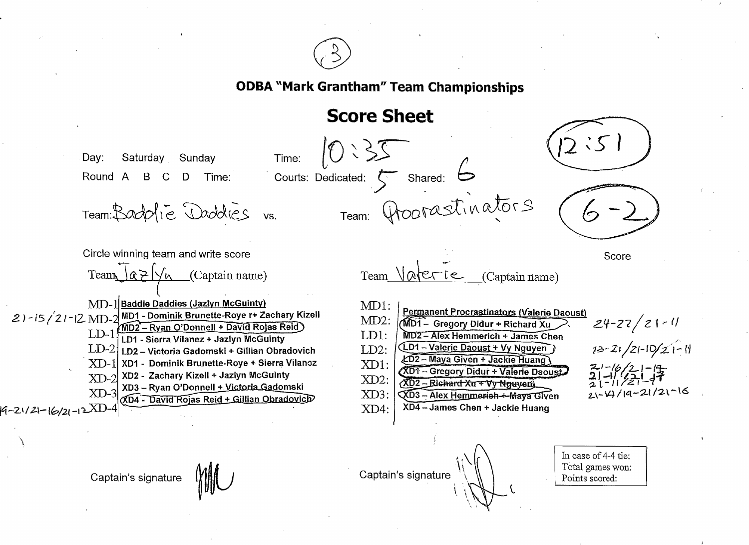(3)

## ODBA "Mark Grantham" Team Championships

## Score Sheet

Day: Saturday Sunday

Time: 10:35

12:51

Round A B C D Time:

Courts: Dedicated: 5 Shared: 6

Team: Baddie Daddies vs. Team: Procrastinators

6-2

Circle winning team and write score

Score

Team Jazlyn (Captain name)

Team Valerie (Captain name)

| Score | Event | Baddie Daddies (Jazlyn McGuinty) | Event | Permanent Procrastinators (Valerie Daoust) | Score |
|---|---|---|---|---|---|
| | MD-1 | MD1 - Dominik Brunette-Roye r+ Zachary Kizell | MD1: | MD1 – Gregory Didur + Richard Xu | 24-22/21-11 |
| 21-15/21-12 | MD-2 | MD2 – Ryan O'Donnell + David Rojas Reid | MD2: | MD2 – Alex Hemmerich + James Chen | |
| | LD-1 | LD1 - Sierra Vilanez + Jazlyn McGuinty | LD1: | LD1 – Valerie Daoust + Vy Nguyen | 13-21/21-10/21-11 |
| | LD-2 | LD2 – Victoria Gadomski + Gillian Obradovich | LD2: | LD2 – Maya Given + Jackie Huang | |
| | XD-1 | XD1 - Dominik Brunette-Roye + Sierra Vilanez | XD1: | XD1 – Gregory Didur + Valerie Daoust | 21-16/21-17 |
| | XD-2 | XD2 - Zachary Kizell + Jazlyn McGuinty | XD2: | XD2 – ~~Richard Xu + Vy Nguyen~~ | 21-11/21-17 |
| | XD-3 | XD3 – Ryan O'Donnell + Victoria Gadomski | XD3: | XD3 – Alex ~~Hemmerich + Maya~~ Given | 21-11/21-9 |
| 19-21/21-16/21-12 | XD-4 | XD4 - David Rojas Reid + Gillian Obradovich | XD4: | XD4 – James Chen + Jackie Huang | 21-14/19-21/21-16 |

Captain's signature

Captain's signature

In case of 4-4 tie:
Total games won:
Points scored: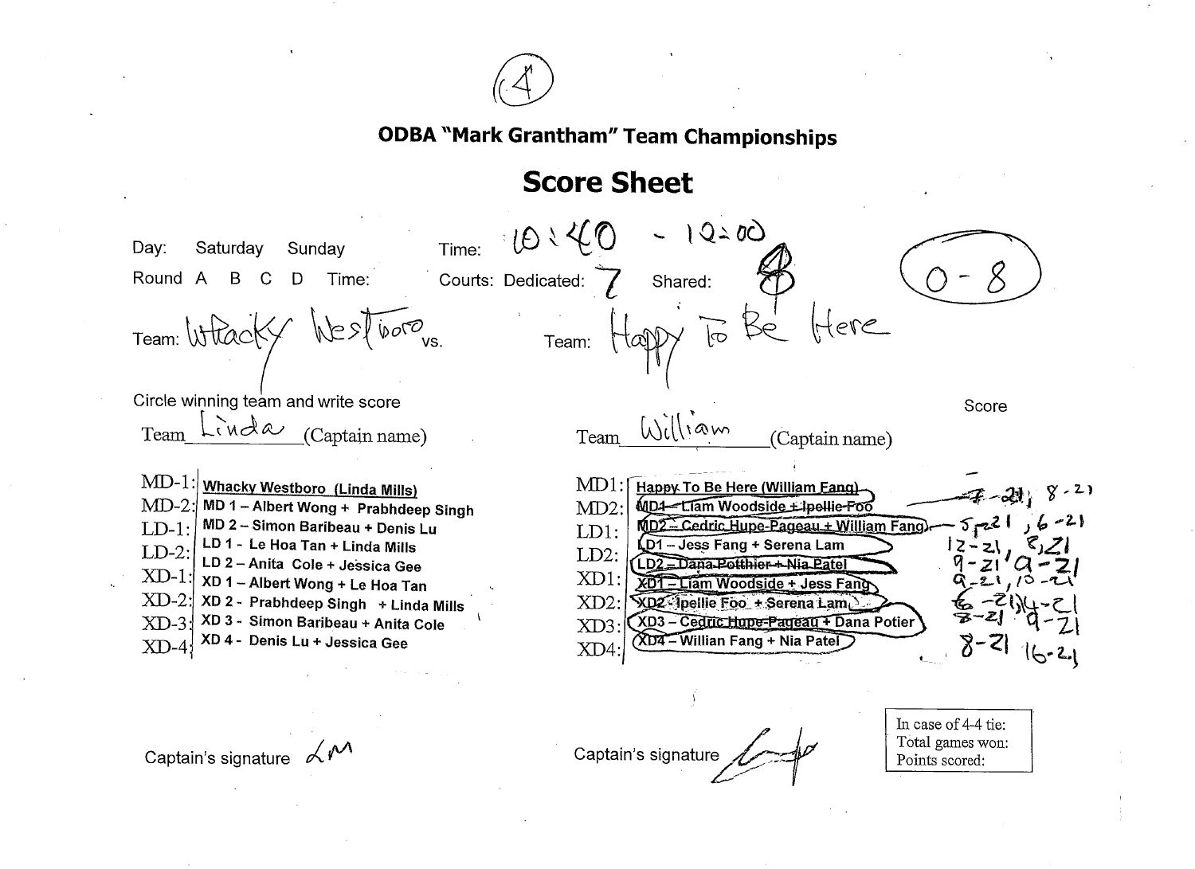(4)

# ODBA "Mark Grantham" Team Championships

## Score Sheet

Day: Saturday Sunday Time: 10:40 - 12:00

Round A B C D Time: Courts: Dedicated: 7 Shared: 8

**0 - 8**

Team: Whacky Westboro vs. Team: Happy To Be Here

Circle winning team and write score

Team Linda (Captain name) Team William (Captain name)

| | Whacky Westboro (Linda Mills) | | Happy To Be Here (William Fang) | Score |
|---|---|---|---|---|
| MD-1: | MD 1 – Albert Wong + Prabhdeep Singh | MD1: | MD1 – Liam Woodside + Ipellie Foo | 7-21, 8-21 |
| MD-2: | MD 2 – Simon Baribeau + Denis Lu | MD2: | MD2 – Cedric Hupe-Pageau + William Fang | 5-21, 6-21 |
| LD-1: | LD 1 - Le Hoa Tan + Linda Mills | LD1: | LD1 – Jess Fang + Serena Lam | 12-21, 8-21 |
| LD-2: | LD 2 – Anita Cole + Jessica Gee | LD2: | LD2 – Dana Potthier + Nia Patel | 9-21, 9-21 |
| XD-1: | XD 1 – Albert Wong + Le Hoa Tan | XD1: | XD1 – Liam Woodside + Jess Fang | 9-21, 10-21 |
| XD-2: | XD 2 - Prabhdeep Singh + Linda Mills | XD2: | XD2 - Ipellie Foo + Serena Lam | 6-21, 4-21 |
| XD-3: | XD 3 - Simon Baribeau + Anita Cole | XD3: | XD3 – Cedric Hupe-Pageau + Dana Potier | 8-21, 9-21 |
| XD-4: | XD 4 - Denis Lu + Jessica Gee | XD4: | XD4 – Willian Fang + Nia Patel | 8-21, 16-21 |

Captain's signature LM Captain's signature

In case of 4-4 tie:
Total games won:
Points scored: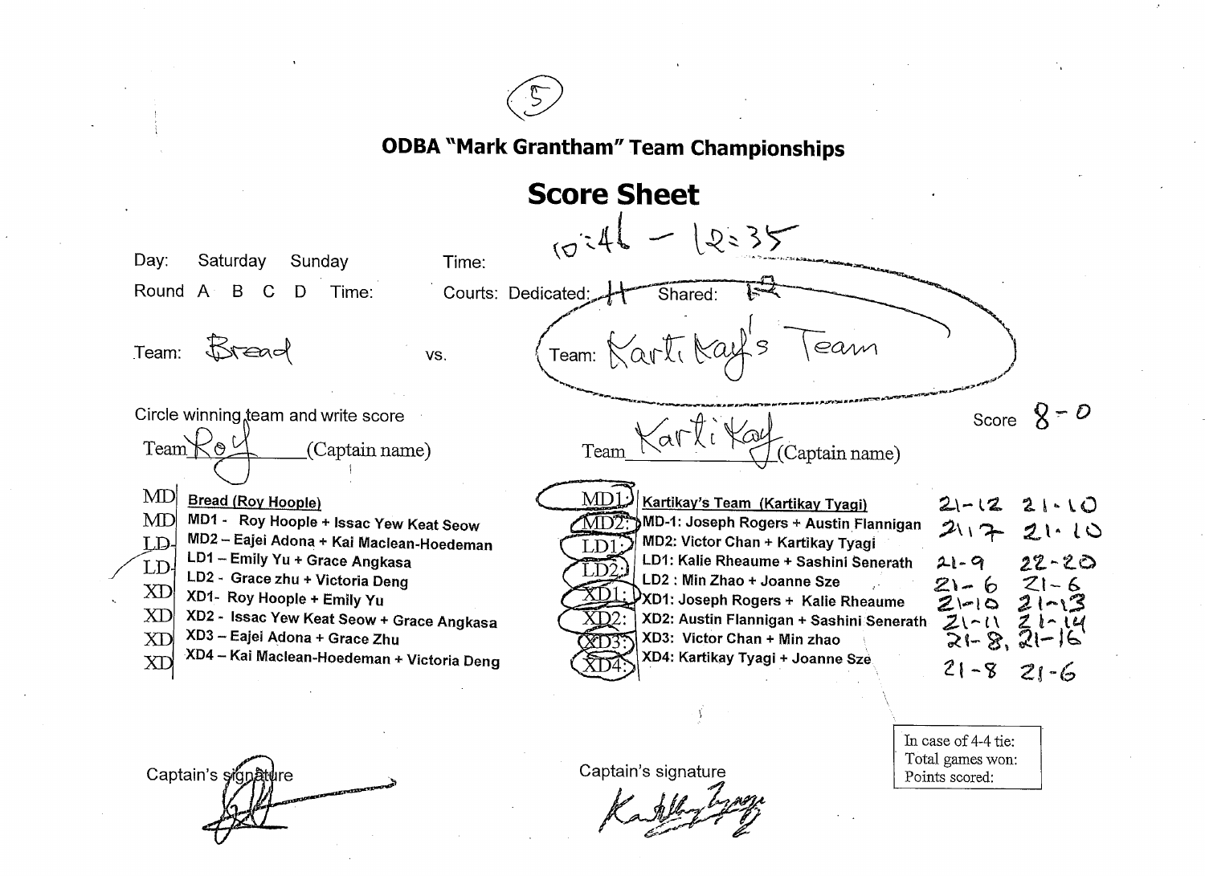(5)

## ODBA "Mark Grantham" Team Championships

# Score Sheet

Day: Saturday Sunday

Time: 10:46 – 12:35

Round A B C D Time:

Courts: Dedicated: 11 Shared: 12

Team: Bread vs. Team: Karti Kay's Team

Circle winning team and write score

Score 8 – 0

Team Roy (Captain name) Team Karti Kay (Captain name)

| | Bread (Roy Hoople) | | Kartikay's Team (Kartikay Tyagi) | Score |
|---|---|---|---|---|
| MD | MD1 - Roy Hoople + Issac Yew Keat Seow | MD1 | MD-1: Joseph Rogers + Austin Flannigan | 21-12 21-10 |
| MD | MD2 – Eajei Adona + Kai Maclean-Hoedeman | MD2 | MD2: Victor Chan + Kartikay Tyagi | 21-17 21-10 |
| LD | LD1 – Emily Yu + Grace Angkasa | LD1 | LD1: Kalie Rheaume + Sashini Senerath | 21-9 22-20 |
| LD | LD2 - Grace zhu + Victoria Deng | LD2 | LD2 : Min Zhao + Joanne Sze | 21-6 21-6 |
| XD | XD1- Roy Hoople + Emily Yu | XD1 | XD1: Joseph Rogers + Kalie Rheaume | 21-10 21-13 |
| XD | XD2 - Issac Yew Keat Seow + Grace Angkasa | XD2 | XD2: Austin Flannigan + Sashini Senerath | 21-11 21-14 |
| XD | XD3 – Eajei Adona + Grace Zhu | XD3 | XD3: Victor Chan + Min zhao | 21-8, 21-16 |
| XD | XD4 – Kai Maclean-Hoedeman + Victoria Deng | XD4 | XD4: Kartikay Tyagi + Joanne Sze | 21-8 21-6 |

Captain's signature

Captain's signature

In case of 4-4 tie:
Total games won:
Points scored: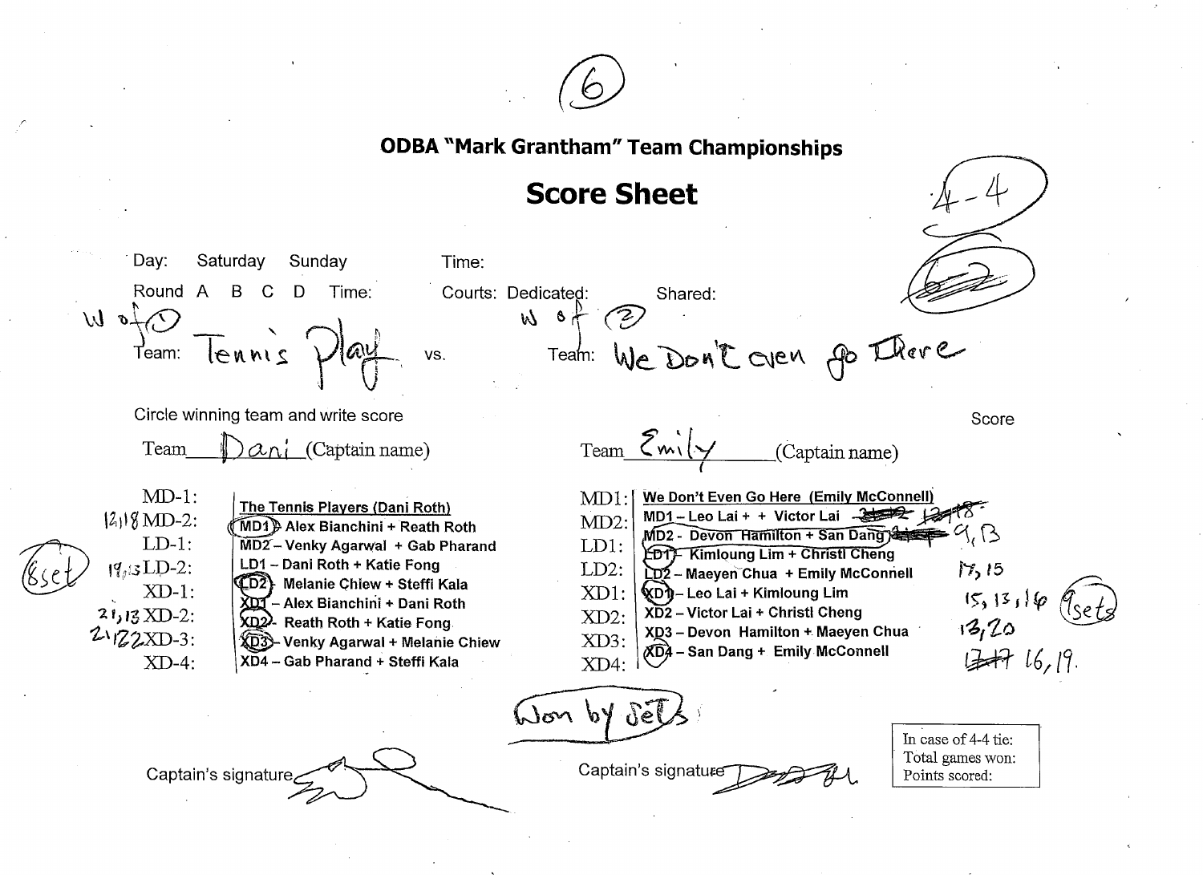(6)

## ODBA "Mark Grantham" Team Championships

# Score Sheet

4-4

~~6-2~~

Day: Saturday Sunday Time:

Round A B C D Time: Courts: Dedicated: Shared:

W of (1) Team: Tennis Play vs. W of (2) Team: We Don't even go There

Circle winning team and write score

Team Dani (Captain name) Team Emily (Captain name)

| | Team Dani | Team Emily | Score |
|---|---|---|---|
| MD-1: | **The Tennis Players (Dani Roth)** | **We Don't Even Go Here (Emily McConnell)** | |
| 12, 18 MD-2: | (MD1) – Alex Bianchini + Reath Roth | MD1 – Leo Lai + + Victor Lai | ~~12, 18~~ |
| LD-1: | MD2 – Venky Agarwal + Gab Pharand | (MD2) - Devon Hamilton + San Dang | 9, 13 |
| 19, 13 LD-2: | LD1 – Dani Roth + Katie Fong | (LD1) – Kimloung Lim + Christl Cheng | 17, 15 |
| XD-1: | (LD2) – Melanie Chiew + Steffi Kala | LD2 – Maeyen Chua + Emily McConnell | |
| 21, 13 XD-2: | XD1 – Alex Bianchini + Dani Roth | (XD1) – Leo Lai + Kimloung Lim | 15, 13, 16 |
| 21, 22 XD-3: | (XD2) – Reath Roth + Katie Fong | XD2 – Victor Lai + Christl Cheng | 13, 20 |
| XD-4: | (XD3) – Venky Agarwal + Melanie Chiew | XD3 – Devon Hamilton + Maeyen Chua | ~~17 17~~ 16, 19 |
| | XD4 – Gab Pharand + Steffi Kala | (XD4) – San Dang + Emily McConnell | |

(8 set) (9 sets)

Won by Sets

Captain's signature Captain's signature

In case of 4-4 tie:
Total games won:
Points scored: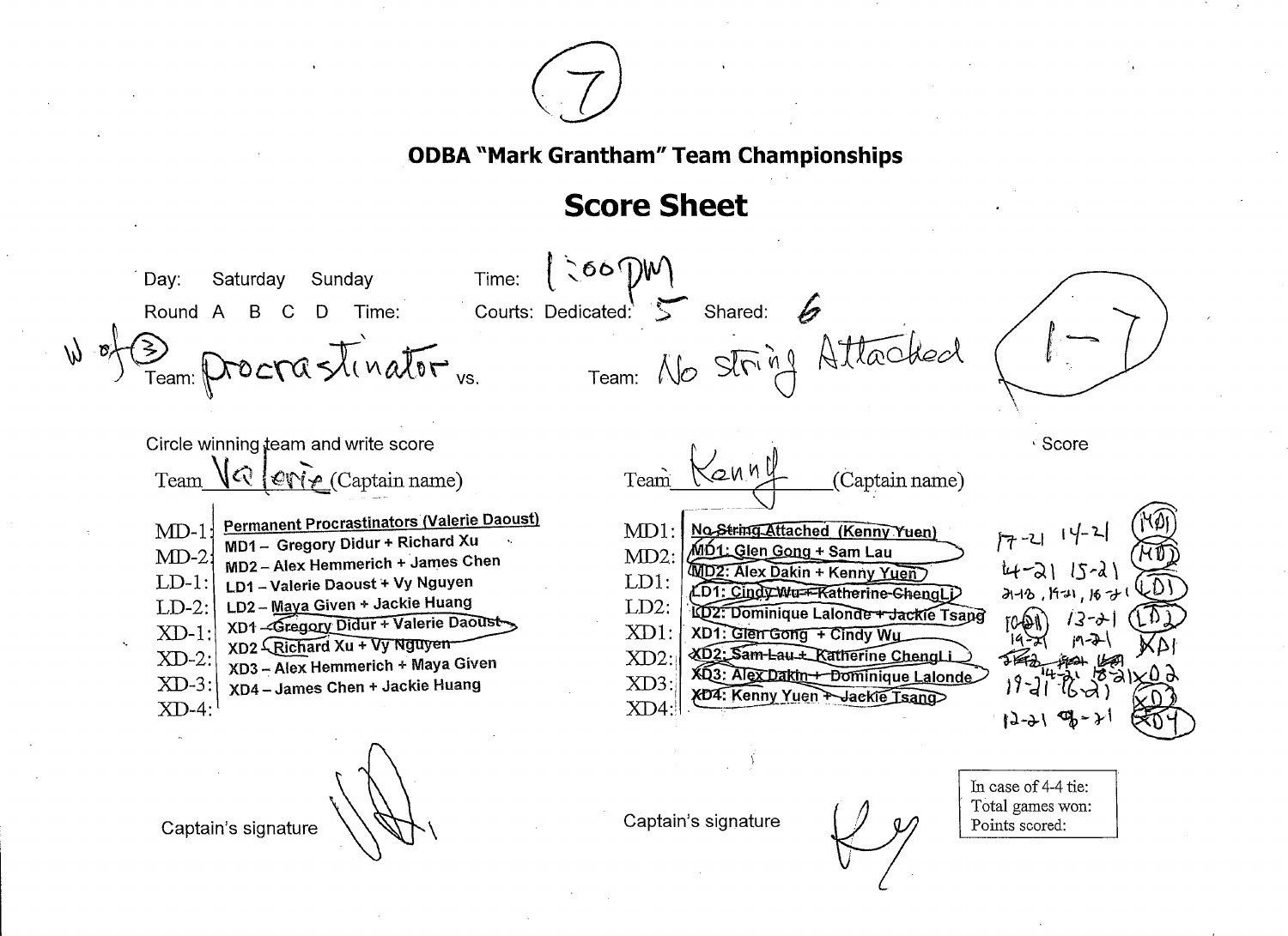(7)

## ODBA "Mark Grantham" Team Championships

# Score Sheet

Day: Saturday Sunday Time: 1:00PM

Round A B C D Time: Courts: Dedicated: 5 Shared: 6

W of (3) Team: Procrastinator vs. Team: No String Attached (1-7)

Circle winning team and write score

Team Valerie (Captain name) Team Kenny (Captain name) Score

| | Permanent Procrastinators (Valerie Daoust) | | No String Attached (Kenny Yuen) | Score | |
|---|---|---|---|---|---|
| MD-1 | MD1 – Gregory Didur + Richard Xu | MD1 | MD1: Glen Gong + Sam Lau | 17-21 14-21 | MD1 |
| MD-2 | MD2 – Alex Hemmerich + James Chen | MD2 | MD2: Alex Dakin + Kenny Yuen | 14-21 15-21 | MD2 |
| LD-1 | LD1 – Valerie Daoust + Vy Nguyen | LD1 | LD1: Cindy Wu + Katherine ChengLi | 21-18, 19-21, 16-21 | LD1 |
| LD-2 | LD2 – Maya Given + Jackie Huang | LD2 | LD2: Dominique Lalonde + Jackie Tsang | 10-21 13-21 | LD2 |
| XD-1 | XD1 – Gregory Didur + Valerie Daoust | XD1 | XD1: Glen Gong + Cindy Wu | 19-21 19-21 | XD1 |
| XD-2 | XD2 – Richard Xu + Vy Nguyen | XD2 | XD2: Sam Lau + Katherine ChengLi | 14-21 18-21 | XD2 |
| XD-3 | XD3 – Alex Hemmerich + Maya Given | XD3 | XD3: Alex Dakin + Dominique Lalonde | 19-21 16-21 | XD3 |
| XD-4 | XD4 – James Chen + Jackie Huang | XD4 | XD4: Kenny Yuen + Jackie Tsang | 12-21 8-21 | XD4 |

Captain's signature Captain's signature

In case of 4-4 tie:
Total games won:
Points scored: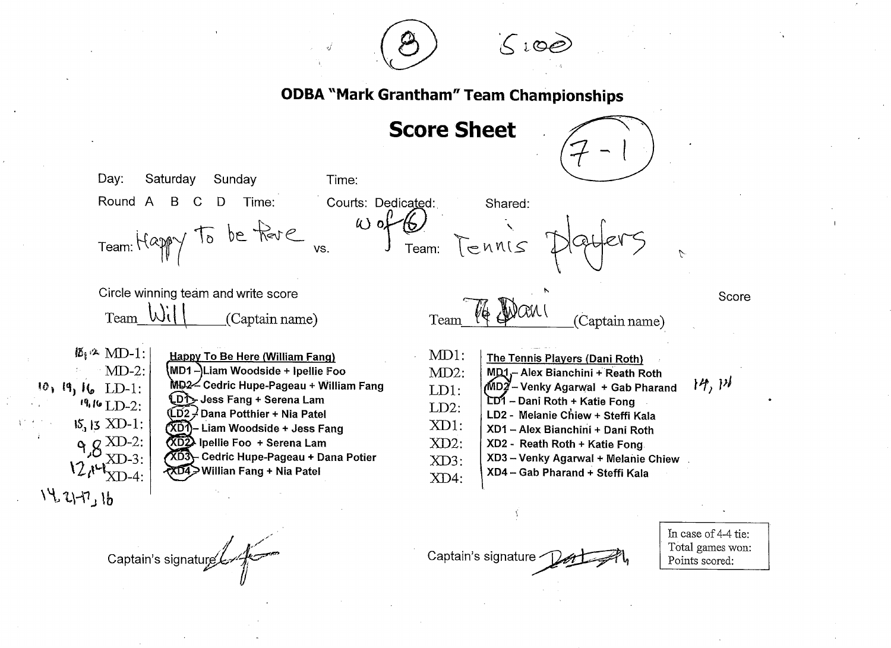(8) S 100

# ODBA "Mark Grantham" Team Championships

## Score Sheet

(7 - 1)

Day: Saturday Sunday Time:

Round A B C D Time: Courts: Dedicated: Shared:

Team: Happy To be Here vs. W of (6) Team: Tennis Players

Circle winning team and write score

| Score | | Team Will (Captain name) | | Team Dani (Captain name) | Score |
|---|---|---|---|---|---|
| | | **Happy To Be Here (William Fang)** | | **The Tennis Players (Dani Roth)** | |
| 18, 12 | MD-1: | (MD1) – Liam Woodside + Ipellie Foo | MD1: | MD1 – Alex Bianchini + Reath Roth | |
| | MD-2: | MD2 – Cedric Hupe-Pageau + William Fang | MD2: | (MD2) – Venky Agarwal + Gab Pharand | 14, 19 |
| 10, 19, 16 | LD-1: | (LD1) – Jess Fang + Serena Lam | LD1: | LD1 – Dani Roth + Katie Fong | |
| 19, 16 | LD-2: | (LD2) – Dana Potthier + Nia Patel | LD2: | LD2 - Melanie Chiew + Steffi Kala | |
| 15, 13 | XD-1: | (XD1) – Liam Woodside + Jess Fang | XD1: | XD1 – Alex Bianchini + Dani Roth | |
| 9, 8 | XD-2: | (XD2) – Ipellie Foo + Serena Lam | XD2: | XD2 - Reath Roth + Katie Fong | |
| 12, 14 | XD-3: | (XD3) – Cedric Hupe-Pageau + Dana Potier | XD3: | XD3 – Venky Agarwal + Melanie Chiew | |
| 14, 21-17, 16 | XD-4: | (XD4) – Willian Fang + Nia Patel | XD4: | XD4 – Gab Pharand + Steffi Kala | |

Captain's signature [signature]

Captain's signature [signature]

In case of 4-4 tie:
Total games won:
Points scored: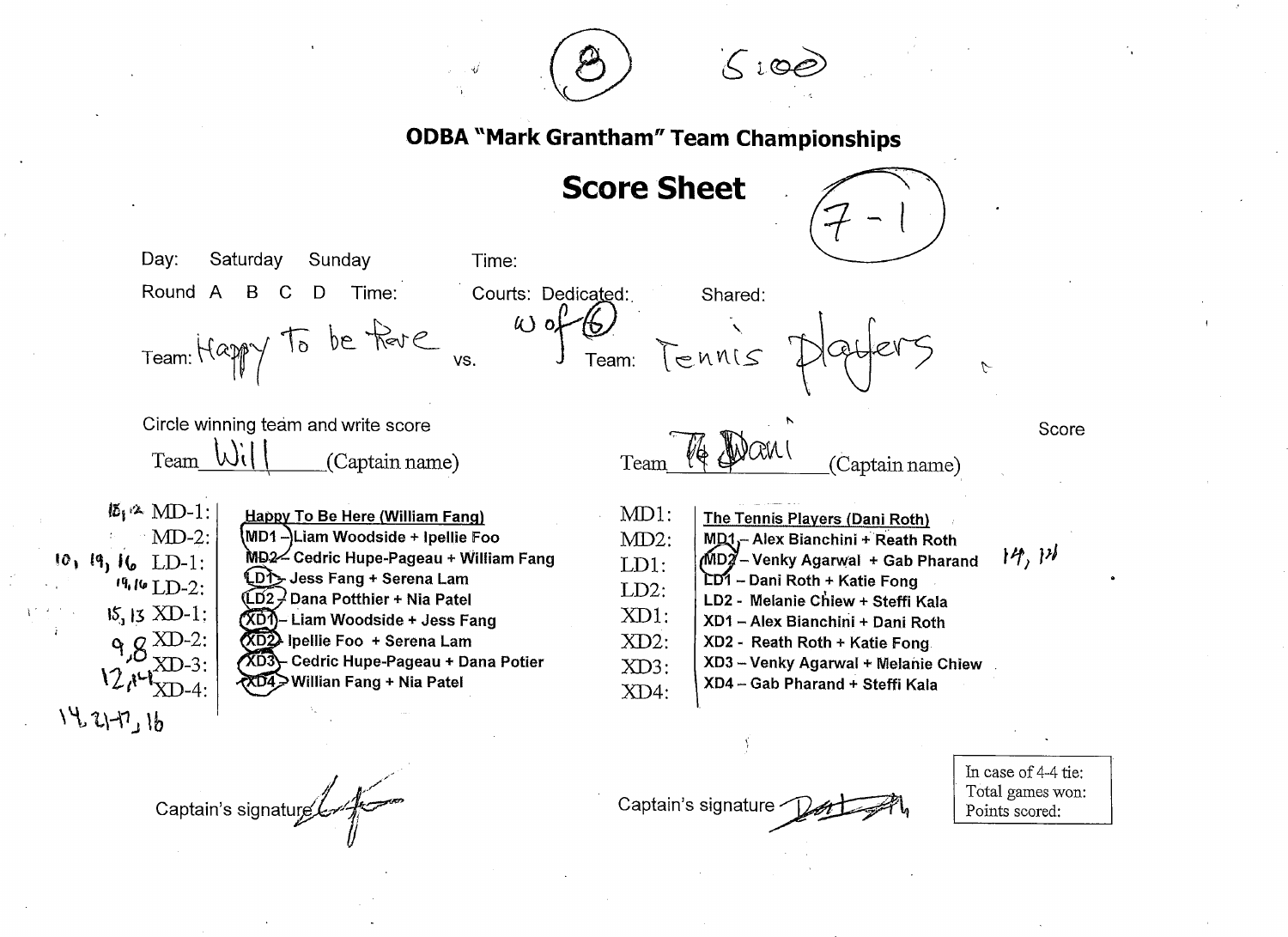(8) 5:00

## ODBA "Mark Grantham" Team Championships

## Score Sheet

(7 - 1)

Day: Saturday Sunday Time:

Round A B C D Time: Courts: Dedicated: W of (6) Shared:

Team: Happy To be Here vs. Team: Tennis Players

Circle winning team and write score

Team Will (Captain name) Team Dani (Captain name) Score

| Score | Event | Happy To Be Here (William Fang) | Event | The Tennis Players (Dani Roth) | Score |
|---|---|---|---|---|---|
| 18, 12 | MD-1: | (MD1) – Liam Woodside + Ipellie Foo | MD1: | MD1 – Alex Bianchini + Reath Roth | |
| | MD-2: | MD2 – Cedric Hupe-Pageau + William Fang | MD2: | (MD2) – Venky Agarwal + Gab Pharand | 14, 19 |
| 10, 19, 16 | LD-1: | (LD1) – Jess Fang + Serena Lam | LD1: | LD1 – Dani Roth + Katie Fong | |
| 19, 16 | LD-2: | (LD2) – Dana Potthier + Nia Patel | LD2: | LD2 - Melanie Chiew + Steffi Kala | |
| 15, 13 | XD-1: | (XD1) – Liam Woodside + Jess Fang | XD1: | XD1 – Alex Bianchini + Dani Roth | |
| 9, 8 | XD-2: | (XD2) – Ipellie Foo + Serena Lam | XD2: | XD2 - Reath Roth + Katie Fong | |
| 12, 14 | XD-3: | (XD3) – Cedric Hupe-Pageau + Dana Potier | XD3: | XD3 – Venky Agarwal + Melanie Chiew | |
| | XD-4: | (XD4) – Willian Fang + Nia Patel | XD4: | XD4 – Gab Pharand + Steffi Kala | |

14, 21-17, 16

Captain's signature

Captain's signature

In case of 4-4 tie:
Total games won:
Points scored: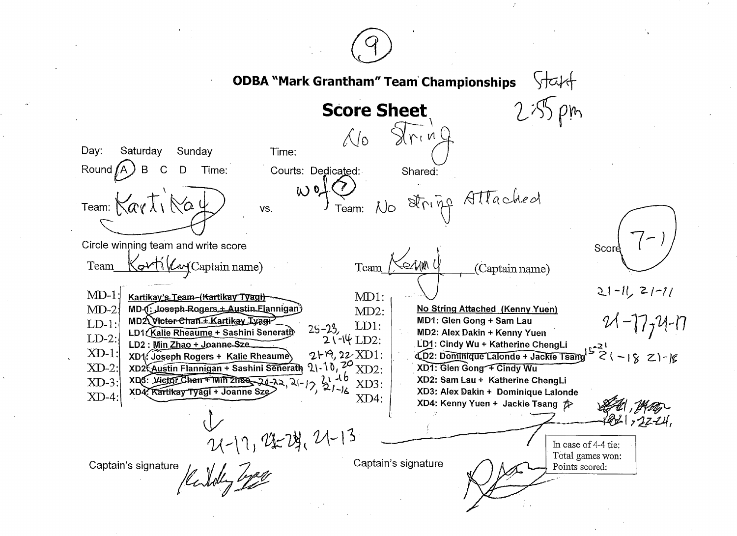(9)

# ODBA "Mark Grantham" Team Championships

Start 2:55 pm

## Score Sheet

No String

Day: Saturday Sunday Time:

Round (A) B C D Time: Courts: Dedicated: w of (7) Shared:

Team: Kartikay vs. Team: No string Attached

Circle winning team and write score

Score: 7-1

Team Kartikay (Captain name) Team Kenny (Captain name)

| | Kartikay's Team (Kartikay Tyagi) | Scores | | No String Attached (Kenny Yuen) | Scores |
|---|---|---|---|---|---|
| MD-1: | MD1: Joseph Rogers + Austin Flannigan | | MD1: | MD1: Glen Gong + Sam Lau | 21-11, 21-11 |
| MD-2: | MD2: Victor Chan + Kartikay Tyagi | | MD2: | MD2: Alex Dakin + Kenny Yuen | 21-17, 21-17 |
| LD-1: | LD1: Kalie Rheaume + Sashini Senerath | 25-23, 21-14 | LD1: | LD1: Cindy Wu + Katherine ChengLi | |
| LD-2: | LD2: Min Zhao + Joanne Sze | | LD2: | LD2: Dominique Lalonde + Jackie Tsang | 15-21, 21-18, 21-18 |
| XD-1: | XD1: Joseph Rogers + Kalie Rheaume | 21-19, 22- | XD1: | XD1: Glen Gong + Cindy Wu | |
| XD-2: | XD2: Austin Flannigan + Sashini Senerath | 21-10, 20 | XD2: | XD2: Sam Lau + Katherine ChengLi | |
| XD-3: | XD3: Victor Chan + Min Zhao | 20-22, 21-17, 21-16, 21-16 | XD3: | XD3: Alex Dakin + Dominique Lalonde | |
| XD-4: | XD4: Kartikay Tyagi + Joanne Sze | | XD4: | XD4: Kenny Yuen + Jackie Tsang | 21, 22-24, |

21-17, 22-24, 21-13

Captain's signature Captain's signature

In case of 4-4 tie:
Total games won:
Points scored: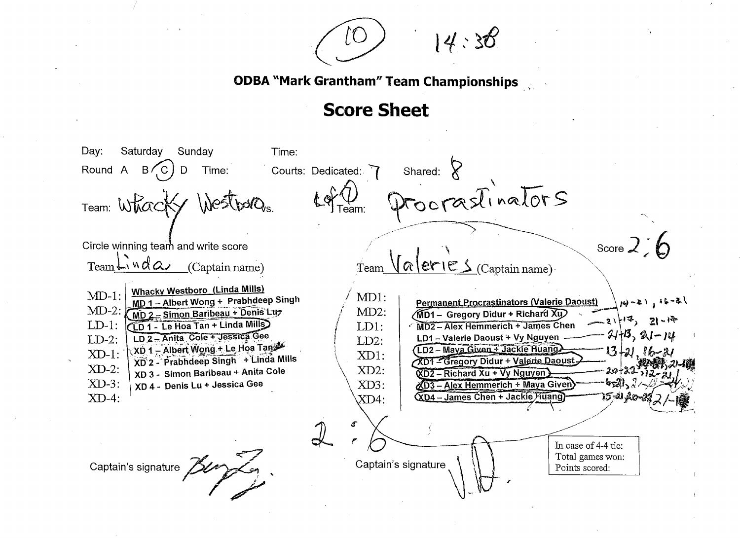10 14:38

## ODBA "Mark Grantham" Team Championships

# Score Sheet

Day: Saturday Sunday Time:

Round A B (C) D Time: Courts: Dedicated: 7 Shared: 8

Team: Whacky Westboro vs. Team: Procrastinators

Circle winning team and write score Score 2 : 6

Team Linda (Captain name) Team Valeries (Captain name)

| | Whacky Westboro (Linda Mills) | | Permanent Procrastinators (Valerie Daoust) | Scores |
|---|---|---|---|---|
| MD-1: | MD 1 – Albert Wong + Prabhdeep Singh | MD1: | MD1 – Gregory Didur + Richard Xu | 14-21, 16-21 |
| MD-2: | MD 2 – Simon Baribeau + Denis Lu | MD2: | MD2 – Alex Hemmerich + James Chen | 21-17, 21-17 |
| LD-1: | LD 1 - Le Hoa Tan + Linda Mills | LD1: | LD1 – Valerie Daoust + Vy Nguyen | 21-13, 21-14 |
| LD-2: | LD 2 – Anita Cole + Jessica Gee | LD2: | LD2 – Maya Given + Jackie Huang | 13-21, 16-21 |
| XD-1: | XD 1 – Albert Wong + Le Hoa Tan | XD1: | XD1 – Gregory Didur + Valerie Daoust | 21-18 |
| XD-2: | XD 2 - Prabhdeep Singh + Linda Mills | XD2: | XD2 – Richard Xu + Vy Nguyen | 20-22, 12-21 |
| XD-3: | XD 3 - Simon Baribeau + Anita Cole | XD3: | XD3 – Alex Hemmerich + Maya Given | 6-21, 21-14 |
| XD-4: | XD 4 - Denis Lu + Jessica Gee | XD4: | XD4 – James Chen + Jackie Huang | 15-21, 20-22, 21-19 |

2 : 6

Captain's signature Captain's signature

In case of 4-4 tie:
Total games won:
Points scored: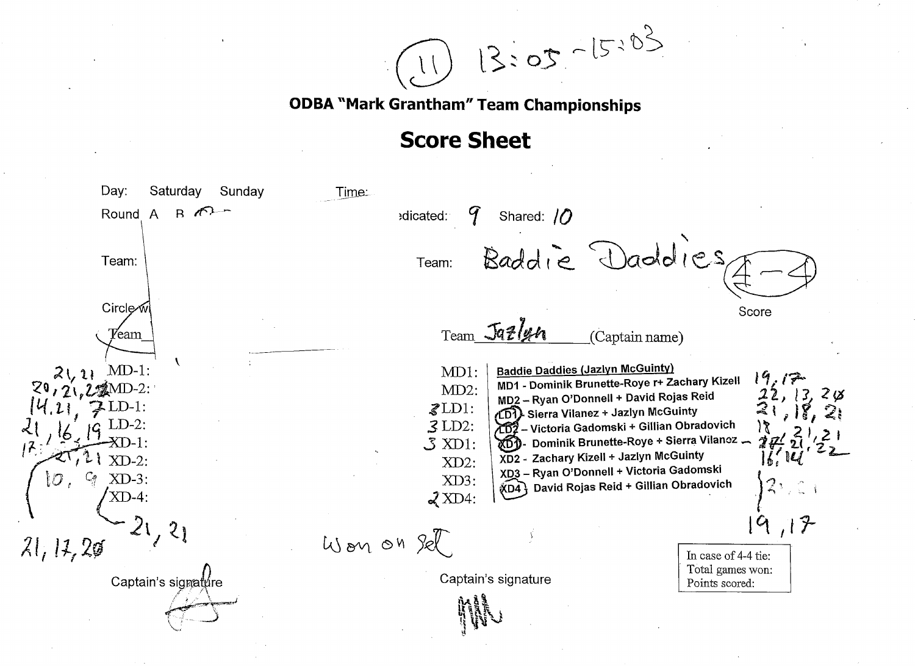(11) 13:05 - 15:03

# ODBA "Mark Grantham" Team Championships

## Score Sheet

Day: Saturday Sunday

Time:

Round A B

dicated: 9 Shared: 10

Team:

Team: Baddie Daddies (4-4)

Score

Circle w

Team

Team Jazlyn (Captain name)

| Scores | Event | Event | Baddie Daddies (Jazlyn McGuinty) | Scores |
|---|---|---|---|---|
| 21, 21 | MD-1: | MD1: | MD1 - Dominik Brunette-Roye r+ Zachary Kizell | 19, 17 |
| 20, 21, 22 | MD-2: | MD2: | MD2 – Ryan O'Donnell + David Rojas Reid | 22, 13, 20 |
| 14, 21, 7 | LD-1: | 3 LD1: | LD1 - Sierra Vilanez + Jazlyn McGuinty | 21, 18, 21 |
| 21, 16, 19 | LD-2: | 3 LD2: | LD2 – Victoria Gadomski + Gillian Obradovich | 18, 21, 21 |
| 17, 21, 21 | XD-1: | 3 XD1: | XD1 - Dominik Brunette-Roye + Sierra Vilanoz | 21, 21, 22 |
| 10, 9 | XD-2: | XD2: | XD2 - Zachary Kizell + Jazlyn McGuinty | 16, 14 |
| | XD-3: | XD3: | XD3 – Ryan O'Donnell + Victoria Gadomski | 21, 21 |
| 21, 21 | XD-4: | 2 XD4: | XD4 - David Rojas Reid + Gillian Obradovich | 19, 17 |

21, 17, 20

Won on Set

Captain's signature

Captain's signature

In case of 4-4 tie:
Total games won:
Points scored: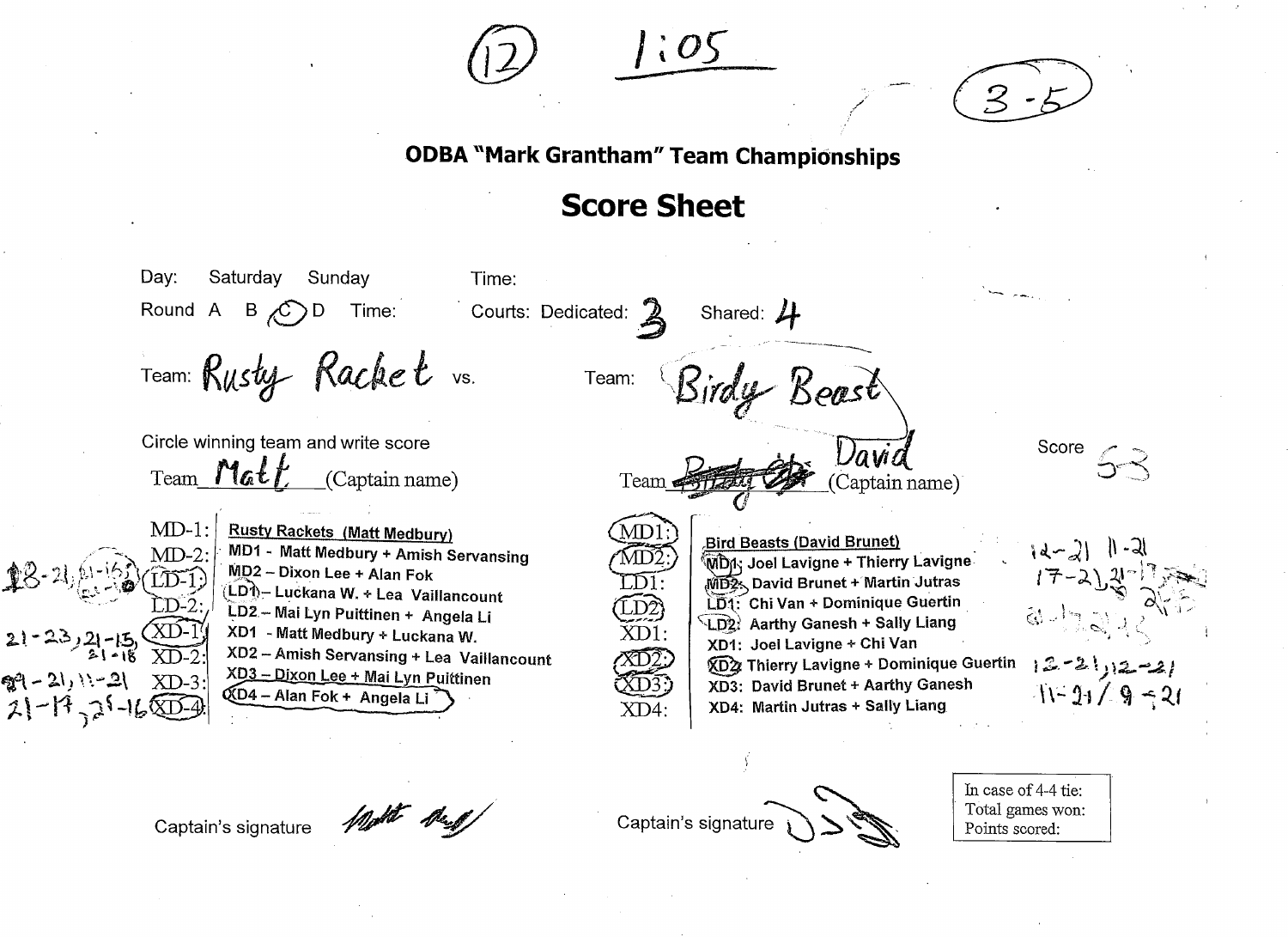(12) 1:05

(3-5)

# ODBA "Mark Grantham" Team Championships

## Score Sheet

Day: Saturday Sunday Time:

Round A B (C) D Time: Courts: Dedicated: 3 Shared: 4

Team: Rusty Racket vs. Team: Birdy Beast

Circle winning team and write score

Team Matt (Captain name) Team ~~Birdy~~ David (Captain name) Score 5-3

| Scores | Match | Rusty Rackets (Matt Medbury) | Match | Bird Beasts (David Brunet) | Scores |
|---|---|---|---|---|---|
| | MD-1: | MD1 - Matt Medbury + Amish Servansing | (MD1:) | MD1: Joel Lavigne + Thierry Lavigne | 12-21 11-21 |
| | MD-2: | MD2 – Dixon Lee + Alan Fok | (MD2:) | MD2: David Brunet + Martin Jutras | 17-21, 21-17, 21-? |
| 18-21, 21-16, 21-? | (LD-1:) | LD1 – Luckana W. + Lea Vaillancount | LD1: | LD1: Chi Van + Dominique Guertin | |
| | LD-2: | LD2 – Mai Lyn Puittinen + Angela Li | (LD2) | LD2: Aarthy Ganesh + Sally Liang | 21-17, 21-? |
| 21-23, 21-15, 21-18 | (XD-1) | XD1 - Matt Medbury + Luckana W. | XD1: | XD1: Joel Lavigne + Chi Van | |
| | XD-2: | XD2 – Amish Servansing + Lea Vaillancount | (XD2) | XD2: Thierry Lavigne + Dominique Guertin | 12-21, 12-21 |
| 21-21, 11-21 | XD-3: | XD3 – Dixon Lee + Mai Lyn Puittinen | (XD3) | XD3: David Brunet + Aarthy Ganesh | 11-21 / 9-21 |
| 21-17, 21-16 | (XD-4) | XD4 – Alan Fok + Angela Li | XD4: | XD4: Martin Jutras + Sally Liang | |

Captain's signature [signature] Captain's signature [signature]

In case of 4-4 tie:
Total games won:
Points scored: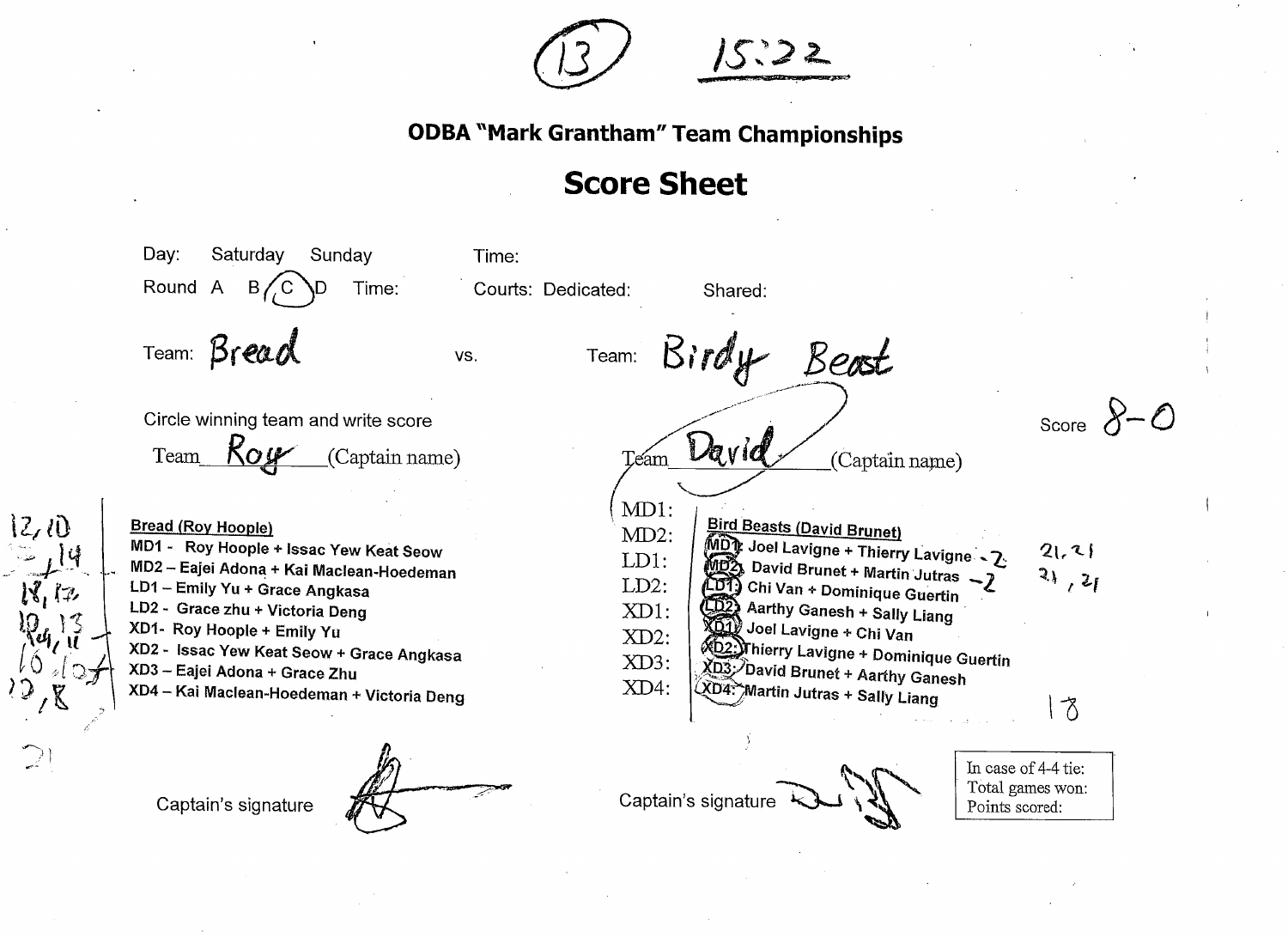(13) 15:22

## ODBA "Mark Grantham" Team Championships

# Score Sheet

Day: Saturday Sunday Time:

Round A B (C) D Time: Courts: Dedicated: Shared:

Team: Bread vs. Team: Birdy Beast

Circle winning team and write score Score 8-0

Team Roy (Captain name) Team (David) (Captain name)

| Scores | Bread (Roy Hoople) | | Bird Beasts (David Brunet) | Scores |
|---|---|---|---|---|
| 12, 10 | MD1 - Roy Hoople + Issac Yew Keat Seow | MD1: | (MD1): Joel Lavigne + Thierry Lavigne - 2 | 21, 21 |
| 2, 14 | MD2 – Eajei Adona + Kai Maclean-Hoedeman | MD2: | (MD2): David Brunet + Martin Jutras - 2 | 21, 21 |
| 18, 17 | LD1 – Emily Yu + Grace Angkasa | LD1: | (LD1): Chi Van + Dominique Guertin | |
| 10, 13 | LD2 - Grace zhu + Victoria Deng | LD2: | (LD2): Aarthy Ganesh + Sally Liang | |
| 14, 11 | XD1- Roy Hoople + Emily Yu | XD1: | (XD1): Joel Lavigne + Chi Van | |
| 16, 10 | XD2 - Issac Yew Keat Seow + Grace Angkasa | XD2: | (XD2): Thierry Lavigne + Dominique Guertin | |
| 12, 8 | XD3 – Eajei Adona + Grace Zhu | XD3: | (XD3): David Brunet + Aarthy Ganesh | |
| | XD4 – Kai Maclean-Hoedeman + Victoria Deng | XD4: | (XD4): Martin Jutras + Sally Liang | 18 |
| 21 | | | | |

Captain's signature [signature] Captain's signature [signature]

In case of 4-4 tie:
Total games won:
Points scored: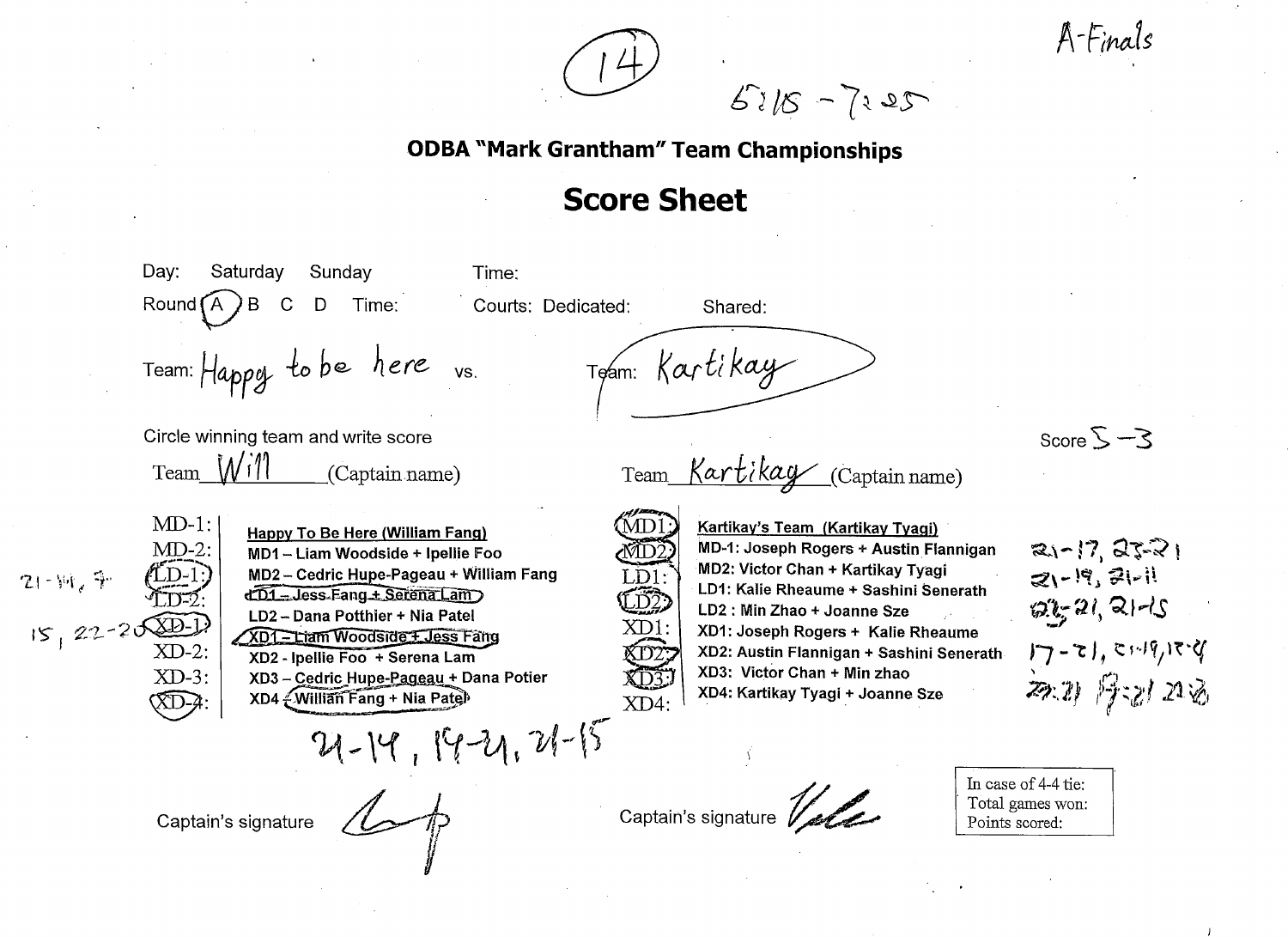(14)

5:15 - 7:25

A-Finals

**ODBA "Mark Grantham" Team Championships**

# Score Sheet

Day: Saturday Sunday Time:

Round (A) B C D Time: Courts: Dedicated: Shared:

Team: Happy to be here vs. Team: Kartikay

Circle winning team and write score

Score 5-3

Team Will (Captain name) Team Kartikay (Captain name)

| | Happy To Be Here (William Fang) | | Kartikay's Team (Kartikay Tyagi) | |
|---|---|---|---|---|
| MD-1: | MD1 – Liam Woodside + Ipellie Foo | (MD1) | MD-1: Joseph Rogers + Austin Flannigan | 21-17, 23-21 |
| MD-2: | MD2 – Cedric Hupe-Pageau + William Fang | (MD2) | MD2: Victor Chan + Kartikay Tyagi | 21-19, 21-11 |
| 21-14, 7- (LD-1): | LD1 – Jess Fang + Serena Lam | LD1: | LD1: Kalie Rheaume + Sashini Senerath | |
| LD-2: | LD2 – Dana Potthier + Nia Patel | (LD2) | LD2 : Min Zhao + Joanne Sze | 23-21, 21-15 |
| 15, 22-20 (XD-1): | XD1 – Liam Woodside + Jess Fang | XD1: | XD1: Joseph Rogers + Kalie Rheaume | |
| XD-2: | XD2 - Ipellie Foo + Serena Lam | (XD2) | XD2: Austin Flannigan + Sashini Senerath | 17-21, 21-19, 15-9 |
| XD-3: | XD3 – Cedric Hupe-Pageau + Dana Potier | (XD3) | XD3: Victor Chan + Min zhao | 23-21 17-21 21-16 |
| (XD-4): | XD4 – William Fang + Nia Patel | XD4: | XD4: Kartikay Tyagi + Joanne Sze | |

21-14, 19-21, 21-15

Captain's signature Captain's signature

In case of 4-4 tie:
Total games won:
Points scored: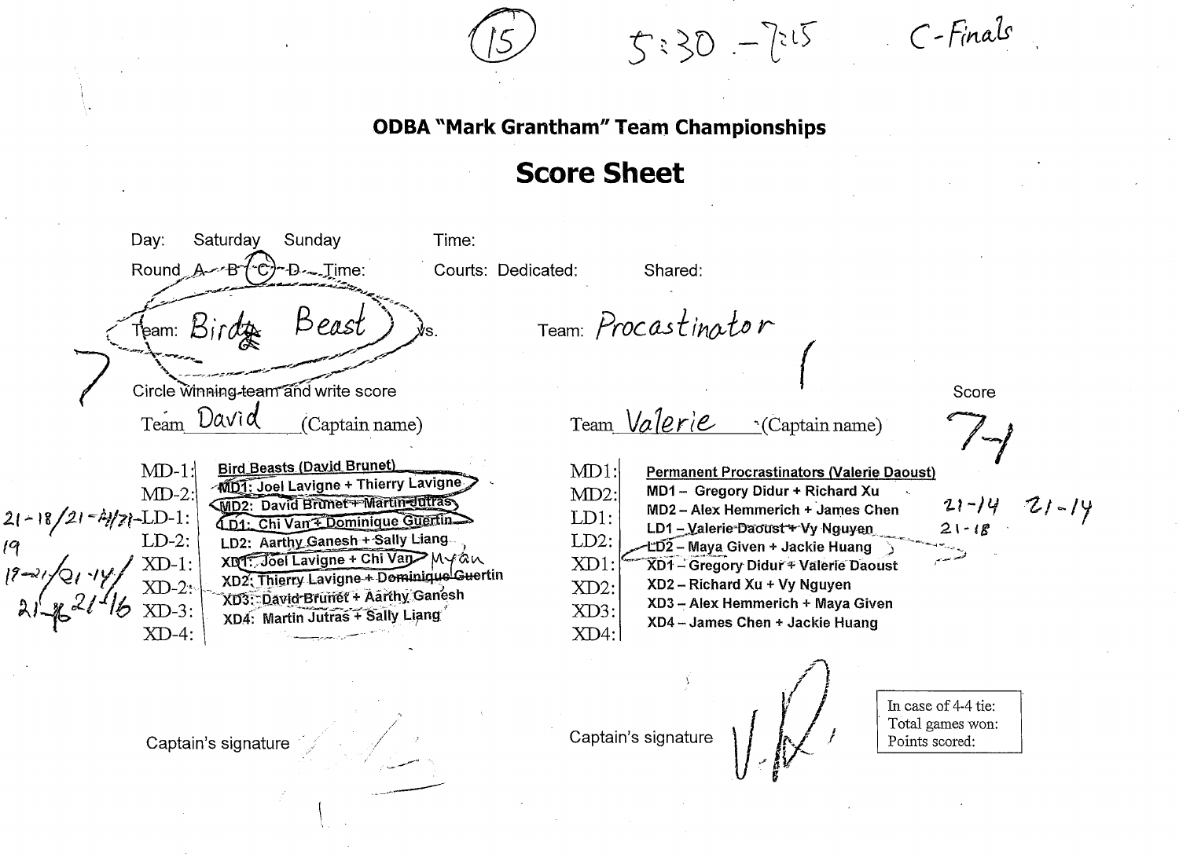(15) 5:30 – 7:15 C-Finals

## ODBA "Mark Grantham" Team Championships

# Score Sheet

Day: Saturday Sunday Time:

Round A B (C) D Time: Courts: Dedicated: Shared:

Team: Birdy Beast vs. Team: Procastinator

7 1

Circle winning team and write score Score

Team David (Captain name) Team Valerie (Captain name) 7-1

| | Bird Beasts (David Brunet) | | Permanent Procrastinators (Valerie Daoust) | |
|---|---|---|---|---|
| MD-1: | MD1: Joel Lavigne + Thierry Lavigne | MD1: | MD1 – Gregory Didur + Richard Xu | |
| MD-2: | MD2: David Brunet + Martin Jutras | MD2: | MD2 – Alex Hemmerich + James Chen | 21-14 21-14 |
| 21-18/21-14/21- LD-1: | LD1: Chi Van + Dominique Guertin | LD1: | LD1 – Valerie Daoust + Vy Nguyen | 21-18 |
| 19 LD-2: | LD2: Aarthy Ganesh + Sally Liang | LD2: | LD2 – Maya Given + Jackie Huang | |
| 19-21/21-14/ XD-1: | XD1: Joel Lavigne + Chi Van Myan | XD1: | XD1 – Gregory Didur + Valerie Daoust | |
| 21-16 21-16 XD-2: | XD2: Thierry Lavigne + Dominique Guertin | XD2: | XD2 – Richard Xu + Vy Nguyen | |
| XD-3: | XD3: David Brunet + Aarthy Ganesh | XD3: | XD3 – Alex Hemmerich + Maya Given | |
| XD-4: | XD4: Martin Jutras + Sally Liang | XD4: | XD4 – James Chen + Jackie Huang | |

Captain's signature Captain's signature V.D.

In case of 4-4 tie:
Total games won:
Points scored: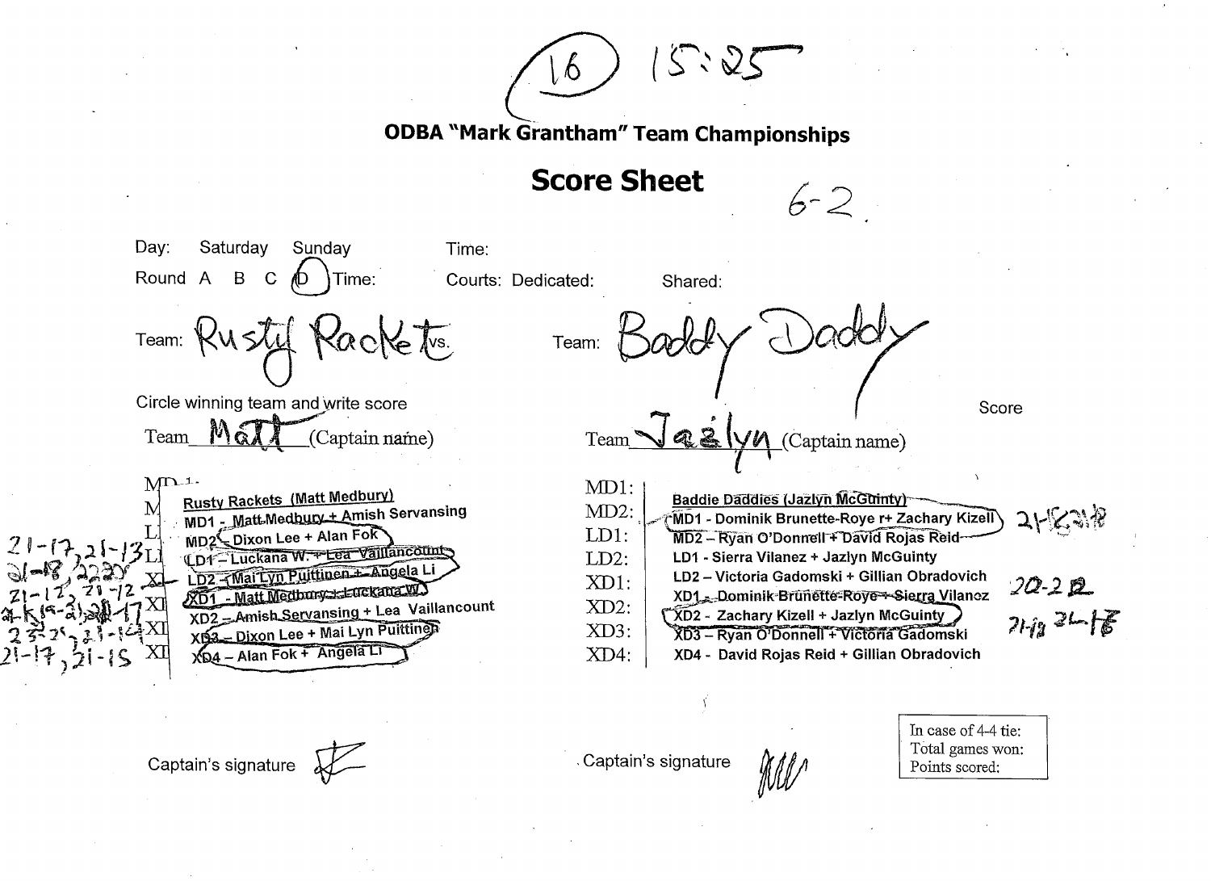(16) 15:25

## ODBA "Mark Grantham" Team Championships

# Score Sheet

6-2.

Day: Saturday Sunday Time:

Round A B C (D) Time: Courts: Dedicated: Shared:

Team: Rusty Rackets vs. Team: Baddy Daddy

Circle winning team and write score

Team Matt (Captain name) Team Jazlyn (Captain name) Score

| Score | Rusty Rackets (Matt Medbury) | | Baddie Daddies (Jazlyn McGuinty) | Score |
|---|---|---|---|---|
| | MD1 - Matt Medbury + Amish Servansing | MD1: | MD1 - Dominik Brunette-Roye r+ Zachary Kizell | 21-18, 21-18 |
| 21-17, 21-13 | MD2 - Dixon Lee + Alan Fok | MD2: | MD2 – Ryan O'Donnell + David Rojas Reid | |
| 21-18, 22-20 | LD1 – Luckana W. + Lea Vaillancourt | LD1: | LD1 - Sierra Vilanez + Jazlyn McGuinty | |
| 21-12, 21-12 | LD2 – Mai Lyn Puittinen + Angela Li | LD2: | LD2 – Victoria Gadomski + Gillian Obradovich | |
| 21-19, 19-21, 21-17 | XD1 - Matt Medbury + Luckana W. | XD1: | XD1 - Dominik Brunette-Roye + Sierra Vilanez | 20-22 |
| | XD2 – Amish Servansing + Lea Vaillancount | XD2: | XD2 - Zachary Kizell + Jazlyn McGuinty | 21-19, 21-16 |
| 23-21, 21-14 | XD3 – Dixon Lee + Mai Lyn Puittinen | XD3: | XD3 – Ryan O'Donnell + Victoria Gadomski | |
| 21-17, 21-15 | XD4 – Alan Fok + Angela Li | XD4: | XD4 - David Rojas Reid + Gillian Obradovich | |

Captain's signature Captain's signature

In case of 4-4 tie:
Total games won:
Points scored: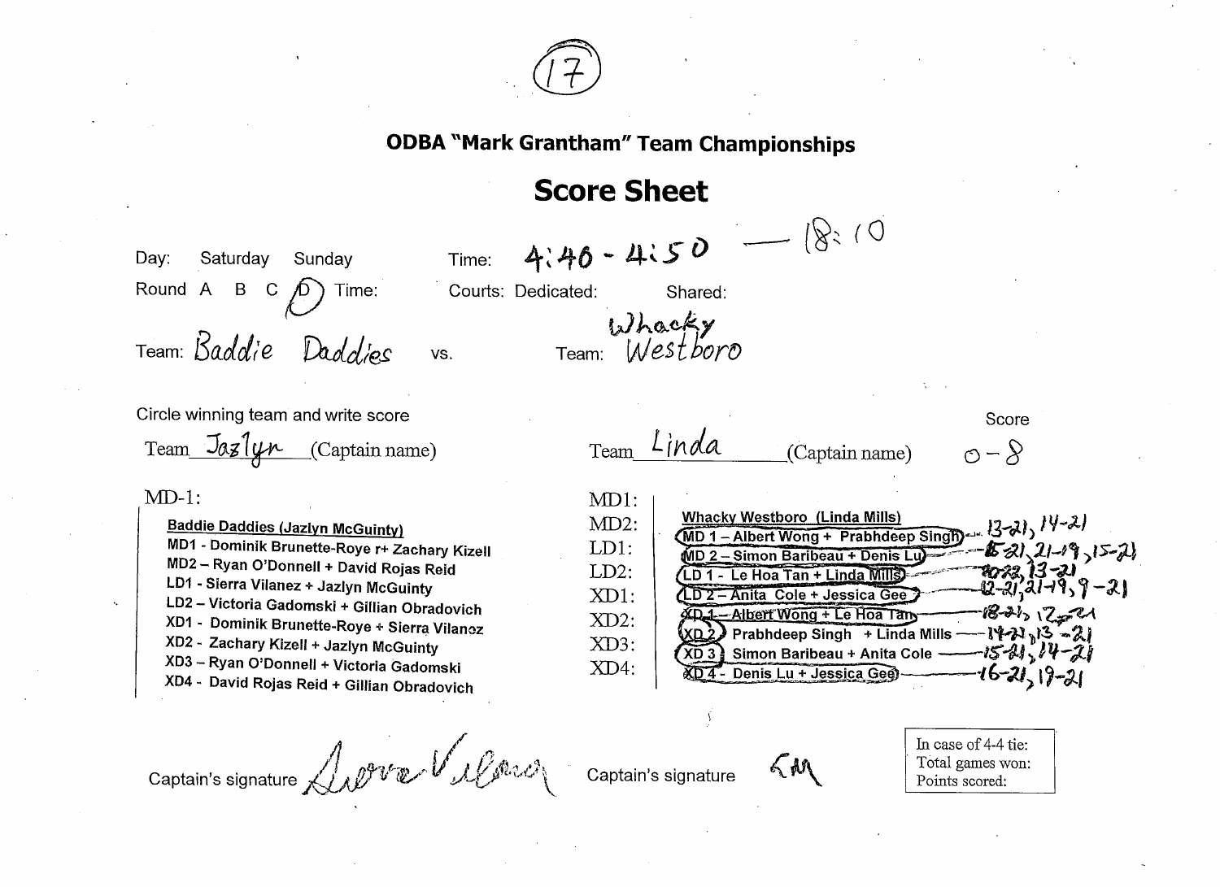(17)

# ODBA "Mark Grantham" Team Championships

## Score Sheet

Day: Saturday Sunday Time: 4:40 - 4:50 — 18:10

Round A B C (D) Time: Courts: Dedicated: Shared:

Team: Baddie Daddies vs. Team: Whacky Westboro

Circle winning team and write score

Team Jazlyn (Captain name) Team Linda (Captain name) Score 0 - 8

MD-1:

**Baddie Daddies (Jazlyn McGuinty)**
MD1 - Dominik Brunette-Roye r+ Zachary Kizell
MD2 – Ryan O'Donnell + David Rojas Reid
LD1 - Sierra Vilanez + Jazlyn McGuinty
LD2 – Victoria Gadomski + Gillian Obradovich
XD1 - Dominik Brunette-Roye + Sierra Vilanoz
XD2 - Zachary Kizell + Jazlyn McGuinty
XD3 – Ryan O'Donnell + Victoria Gadomski
XD4 - David Rojas Reid + Gillian Obradovich

MD1:
MD2:
LD1:
LD2:
XD1:
XD2:
XD3:
XD4:

**Whacky Westboro (Linda Mills)**
MD 1 – Albert Wong + Prabhdeep Singh — 13-21, 14-21
MD 2 – Simon Baribeau + Denis Lu — 15-21, 21-19, 15-21
LD 1 - Le Hoa Tan + Linda Mills — 20-22, 13-21
LD 2 – Anita Cole + Jessica Gee — 12-21, 21-19, 9-21
XD 1 – Albert Wong + Le Hoa Tan — 18-21, 12-21
XD 2 Prabhdeep Singh + Linda Mills — 14-21, 13-21
XD 3 Simon Baribeau + Anita Cole — 15-21, 14-21
XD 4 - Denis Lu + Jessica Gee — 16-21, 19-21

Captain's signature Sierra Vilanez Captain's signature LM

In case of 4-4 tie:
Total games won:
Points scored: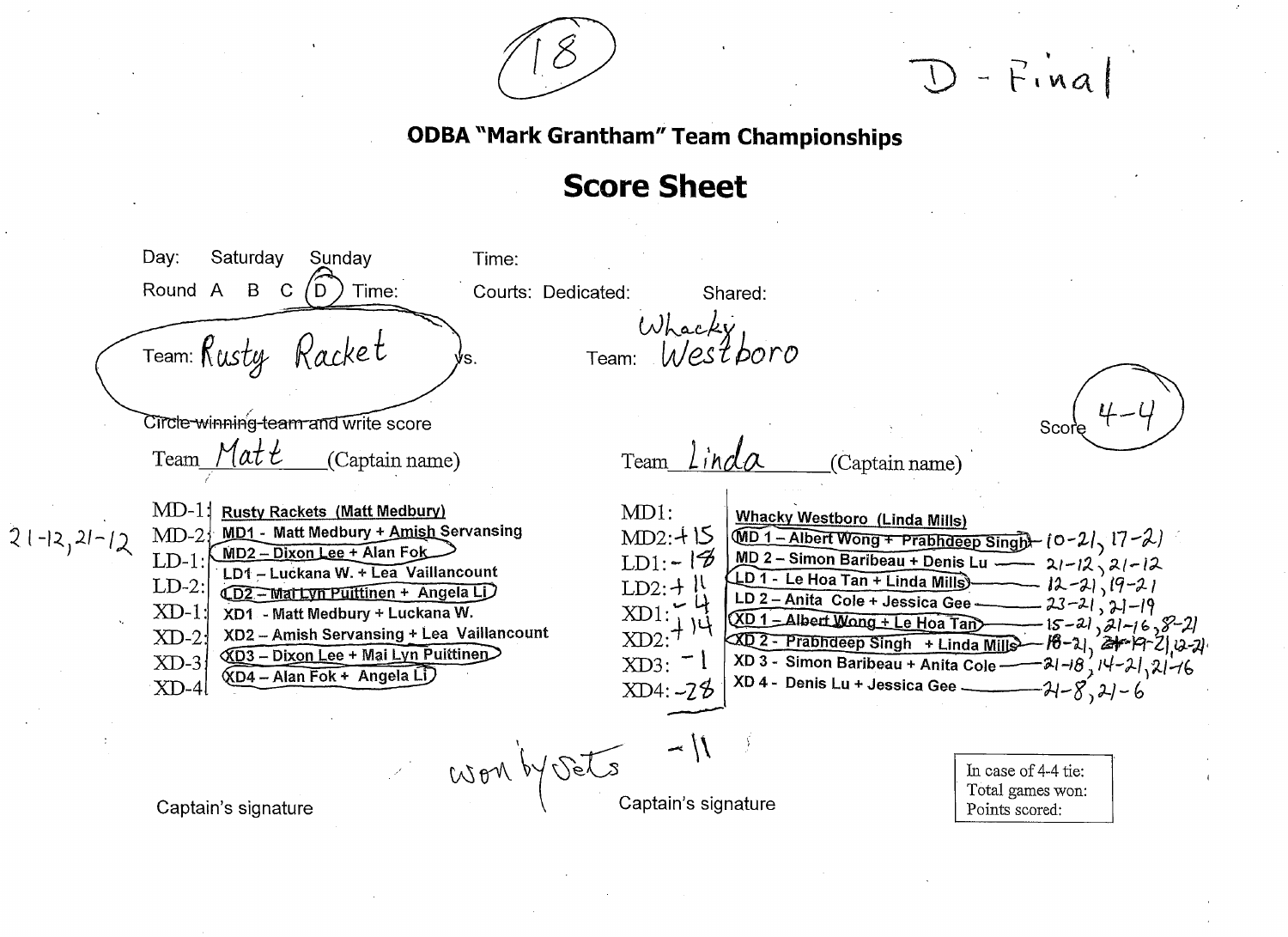(18)

D - Final

**ODBA "Mark Grantham" Team Championships**

# Score Sheet

Day: Saturday Sunday    Time:

Round A B C (D) Time:    Courts: Dedicated:    Shared:

Team: Rusty Racket (circled) vs.    Team: Whacky Westboro

Circle winning team and write score    Score (4-4)

Team Matt (Captain name)    Team Linda (Captain name)

| | **Rusty Rackets (Matt Medbury)** | | **Whacky Westboro (Linda Mills)** | |
|---|---|---|---|---|
| MD-1 | MD1 - Matt Medbury + Amish Servansing | MD1: | MD 1 – Albert Wong + Prabhdeep Singh (circled) | 10-21, 17-21 |
| MD-2 (21-12, 21-12) | MD2 – Dixon Lee + Alan Fok (circled) | MD2: +15 | MD 2 – Simon Baribeau + Denis Lu | 21-12, 21-12 |
| LD-1 | LD1 – Luckana W. + Lea Vaillancount | LD1: -18 | LD 1 - Le Hoa Tan + Linda Mills (circled) | 12-21, 19-21 |
| LD-2 | LD2 – Mai Lyn Puittinen + Angela Li (circled) | LD2: +11 | LD 2 – Anita Cole + Jessica Gee | 23-21, 21-19 |
| XD-1 | XD1 - Matt Medbury + Luckana W. | XD1: -4 | XD 1 – Albert Wong + Le Hoa Tan (circled) | 15-21, 21-16, 8-21 |
| XD-2 | XD2 – Amish Servansing + Lea Vaillancount | XD2: +14 | XD 2 - Prabhdeep Singh + Linda Mills (circled) | 18-21, ~~21-19~~ 21, 12-21 |
| XD-3 | XD3 – Dixon Lee + Mai Lyn Puittinen (circled) | XD3: -1 | XD 3 - Simon Baribeau + Anita Cole | 21-18, 14-21, 21-16 |
| XD-4 | XD4 – Alan Fok + Angela Li (circled) | XD4: -28 | XD 4 - Denis Lu + Jessica Gee | 21-8, 21-6 |

won by sets    -11

Captain's signature    Captain's signature

In case of 4-4 tie:
Total games won:
Points scored: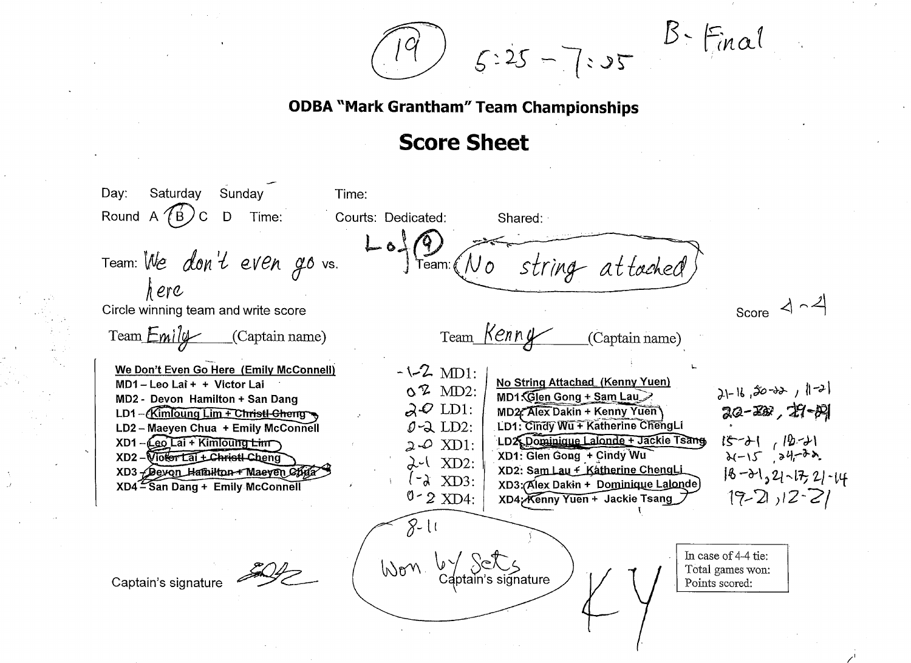(19) 5:25 – 7:05 B- Final

**ODBA "Mark Grantham" Team Championships**

# Score Sheet

Day: Saturday Sunday Time:

Round A (B) C D Time: Courts: Dedicated: Shared:

Team: *We don't even go here* vs. L of (9) Team: (*No string attached*)

Circle winning team and write score Score 4 - 4

Team *Emily* (Captain name) Team *Kenny* (Captain name)

| We Don't Even Go Here (Emily McConnell) | | | No String Attached (Kenny Yuen) | |
|---|---|---|---|---|
| MD1 – Leo Lai + + Victor Lai | 1-2 | MD1: | MD1: (Glen Gong + Sam Lau) | 21-16, 20-22, 11-21 |
| MD2 - Devon Hamilton + San Dang | 0-2 | MD2: | MD2: (Alex Dakin + Kenny Yuen) | 20-22, 19-21 |
| LD1 – (~~Kimloung Lim + Christl Cheng~~) | 2-0 | LD1: | LD1: Cindy Wu + Katherine ChengLi | |
| LD2 – Maeyen Chua + Emily McConnell | 0-2 | LD2: | LD2: (Dominique Lalonde + Jackie Tsang) | 15-21, 18-21 |
| XD1 – (Leo Lai + Kimloung Lim) | 2-0 | XD1: | XD1: Glen Gong + Cindy Wu | 21-15, 24-22 |
| XD2 – (~~Victor Lai + Christl Cheng~~) | 2-1 | XD2: | XD2: Sam Lau + Katherine ChengLi | 18-21, 21-17, 21-14 |
| XD3 – (~~Devon Hamilton + Maeyen Chua~~) | 1-2 | XD3: | XD3: (Alex Dakin + Dominique Lalonde) | |
| XD4 – San Dang + Emily McConnell | 0-2 | XD4: | XD4: (Kenny Yuen + Jackie Tsang) | 19-21, 12-21 |

8-11

Won by Sets

Captain's signature [signature] Captain's signature KY

In case of 4-4 tie:
Total games won:
Points scored: